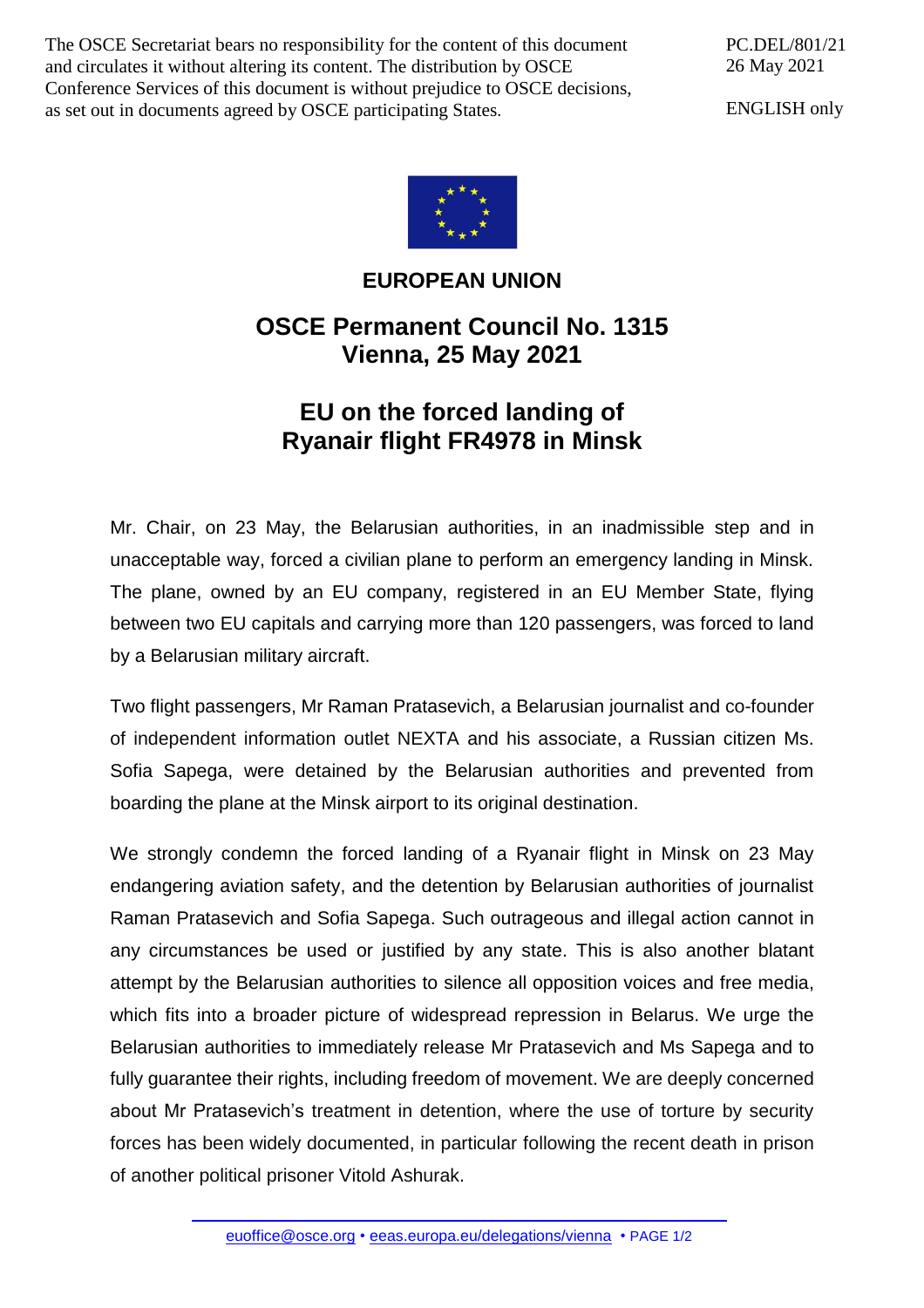The OSCE Secretariat bears no responsibility for the content of this document and circulates it without altering its content. The distribution by OSCE Conference Services of this document is without prejudice to OSCE decisions, as set out in documents agreed by OSCE participating States.

PC.DEL/801/21
26 May 2021

ENGLISH only

**EUROPEAN UNION**

# OSCE Permanent Council No. 1315
# Vienna, 25 May 2021

## EU on the forced landing of Ryanair flight FR4978 in Minsk

Mr. Chair, on 23 May, the Belarusian authorities, in an inadmissible step and in unacceptable way, forced a civilian plane to perform an emergency landing in Minsk. The plane, owned by an EU company, registered in an EU Member State, flying between two EU capitals and carrying more than 120 passengers, was forced to land by a Belarusian military aircraft.

Two flight passengers, Mr Raman Pratasevich, a Belarusian journalist and co-founder of independent information outlet NEXTA and his associate, a Russian citizen Ms. Sofia Sapega, were detained by the Belarusian authorities and prevented from boarding the plane at the Minsk airport to its original destination.

We strongly condemn the forced landing of a Ryanair flight in Minsk on 23 May endangering aviation safety, and the detention by Belarusian authorities of journalist Raman Pratasevich and Sofia Sapega. Such outrageous and illegal action cannot in any circumstances be used or justified by any state. This is also another blatant attempt by the Belarusian authorities to silence all opposition voices and free media, which fits into a broader picture of widespread repression in Belarus. We urge the Belarusian authorities to immediately release Mr Pratasevich and Ms Sapega and to fully guarantee their rights, including freedom of movement. We are deeply concerned about Mr Pratasevich's treatment in detention, where the use of torture by security forces has been widely documented, in particular following the recent death in prison of another political prisoner Vitold Ashurak.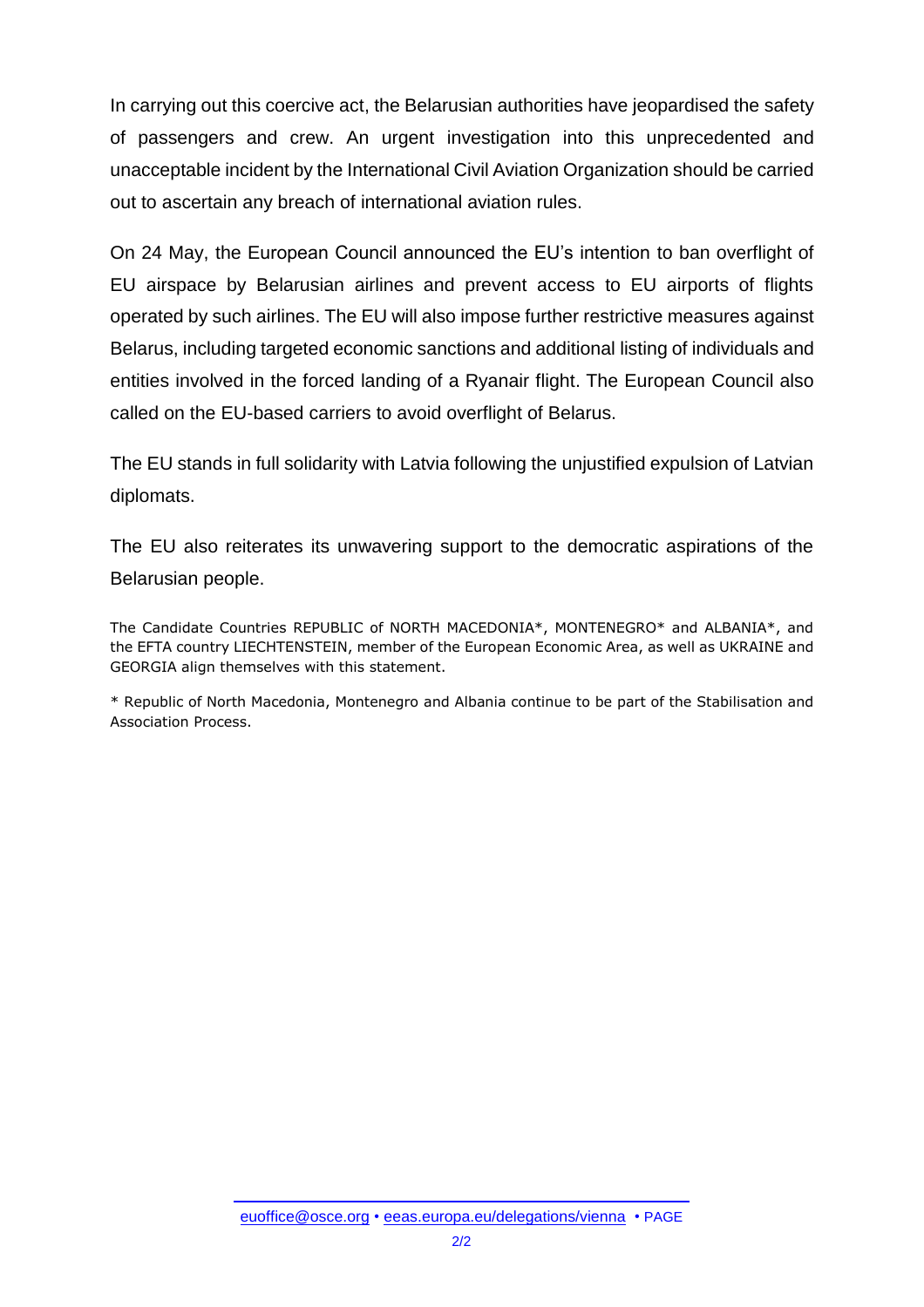In carrying out this coercive act, the Belarusian authorities have jeopardised the safety of passengers and crew. An urgent investigation into this unprecedented and unacceptable incident by the International Civil Aviation Organization should be carried out to ascertain any breach of international aviation rules.

On 24 May, the European Council announced the EU's intention to ban overflight of EU airspace by Belarusian airlines and prevent access to EU airports of flights operated by such airlines. The EU will also impose further restrictive measures against Belarus, including targeted economic sanctions and additional listing of individuals and entities involved in the forced landing of a Ryanair flight. The European Council also called on the EU-based carriers to avoid overflight of Belarus.

The EU stands in full solidarity with Latvia following the unjustified expulsion of Latvian diplomats.

The EU also reiterates its unwavering support to the democratic aspirations of the Belarusian people.

The Candidate Countries REPUBLIC of NORTH MACEDONIA*, MONTENEGRO* and ALBANIA*, and the EFTA country LIECHTENSTEIN, member of the European Economic Area, as well as UKRAINE and GEORGIA align themselves with this statement.

* Republic of North Macedonia, Montenegro and Albania continue to be part of the Stabilisation and Association Process.

euoffice@osce.org • eeas.europa.eu/delegations/vienna